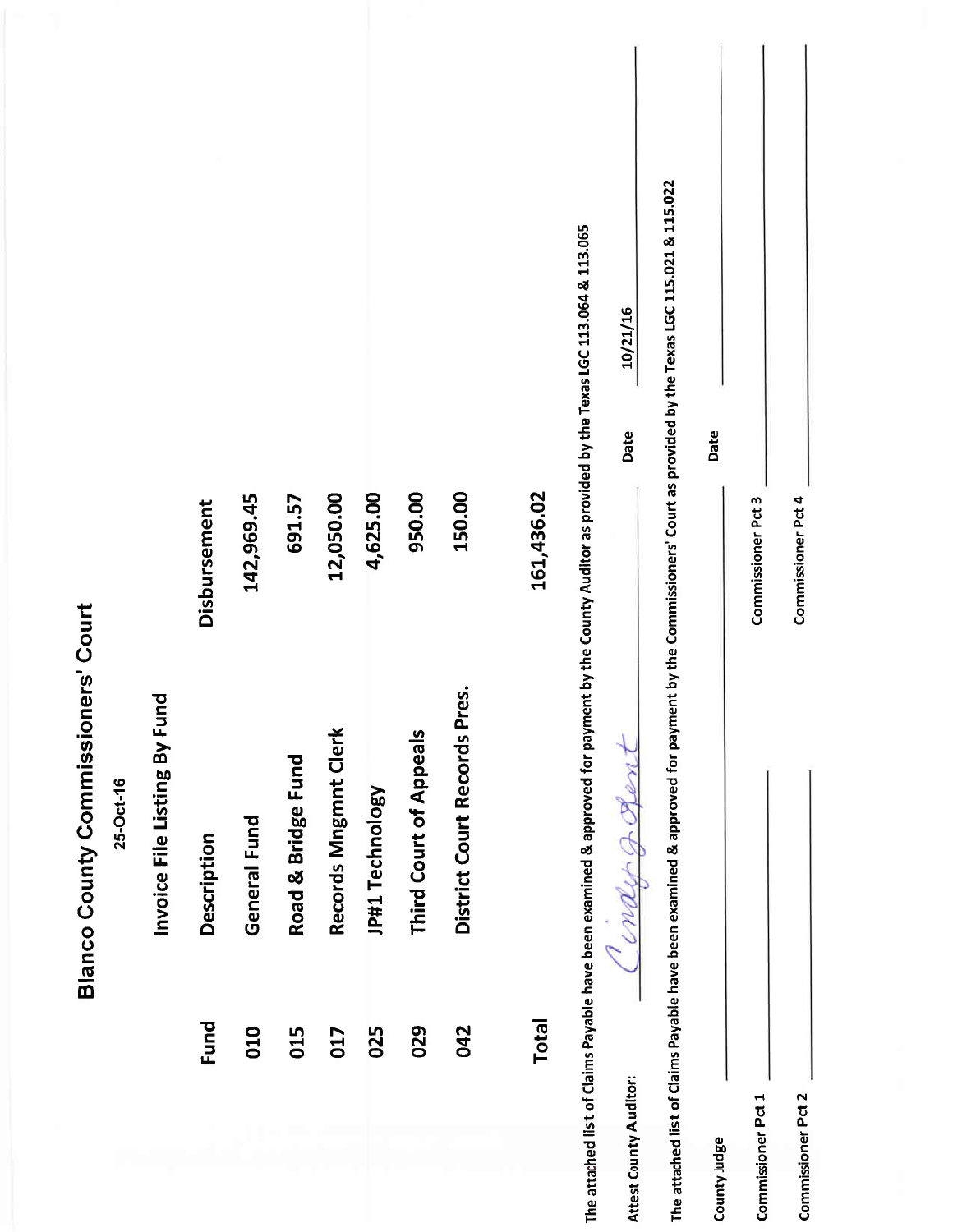# Blanco County Commissioners' Court

25-Oct-16

## Invoice File Listing By Fund

| Fund | Description | Disbursement |
|---|---|---|
| 010 | General Fund | 142,969.45 |
| 015 | Road & Bridge Fund | 691.57 |
| 017 | Records Mngmnt Clerk | 12,050.00 |
| 025 | JP#1 Technology | 4,625.00 |
| 029 | Third Court of Appeals | 950.00 |
| 042 | District Court Records Pres. | 150.00 |
| Total | | 161,436.02 |

The attached list of Claims Payable have been examined & approved for payment by the County Auditor as provided by the Texas LGC 113.064 & 113.065

Attest County Auditor: *Cindy G Kent* Date 10/21/16

The attached list of Claims Payable have been examined & approved for payment by the Commissioners' Court as provided by the Texas LGC 115.021 & 115.022

County Judge ____________________ Date ____________

Commissioner Pct 1 ____________________ Commissioner Pct 3 ____________________

Commissioner Pct 2 ____________________ Commissioner Pct 4 ____________________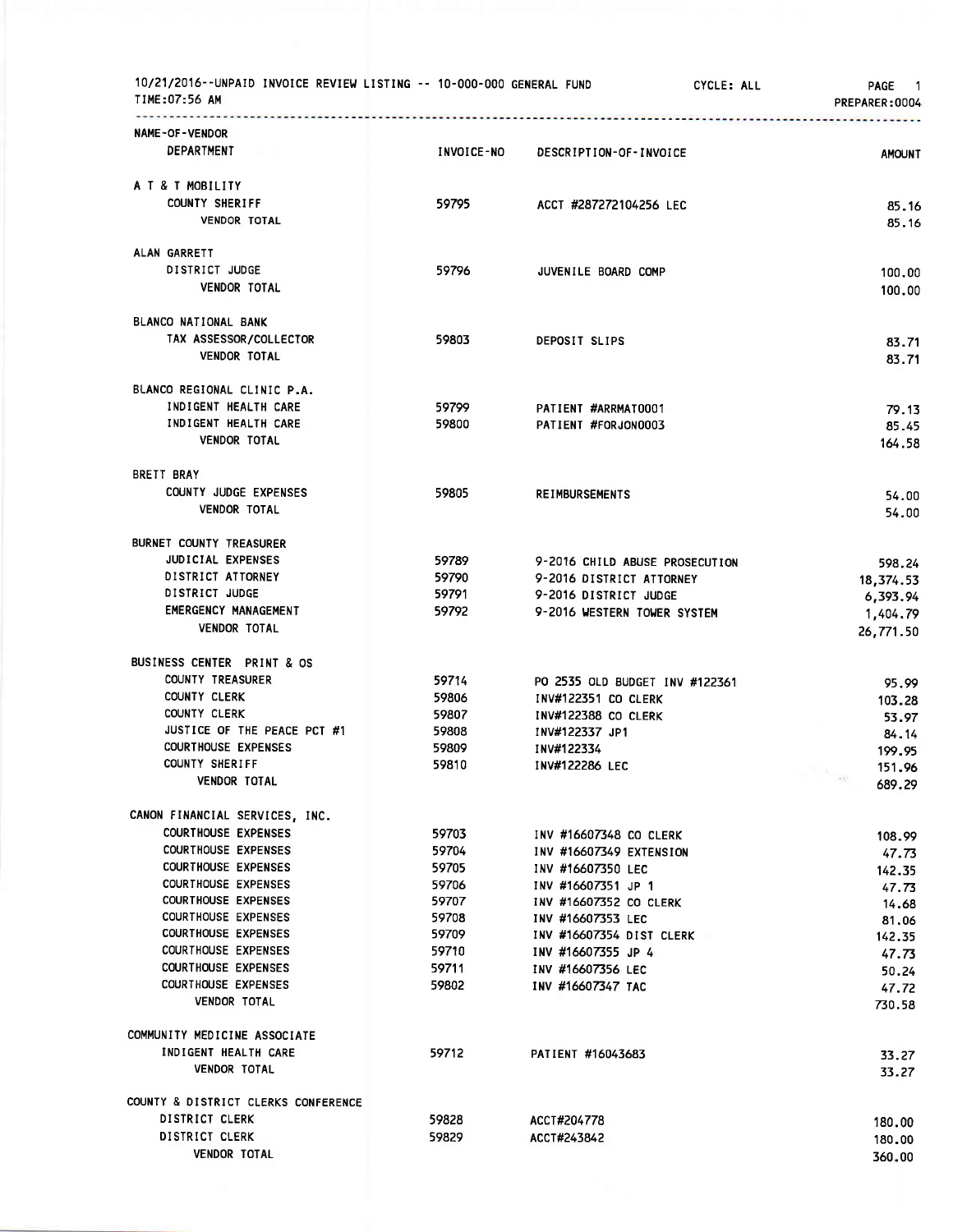10/21/2016--UNPAID INVOICE REVIEW LISTING -- 10-000-000 GENERAL FUND CYCLE: ALL

TIME:07:56 AM PREPARER:0004

| NAME-OF-VENDOR / DEPARTMENT | INVOICE-NO | DESCRIPTION-OF-INVOICE | AMOUNT |
|---|---|---|---|
| **A T & T MOBILITY** | | | |
| COUNTY SHERIFF | 59795 | ACCT #287272104256 LEC | 85.16 |
| VENDOR TOTAL | | | 85.16 |
| **ALAN GARRETT** | | | |
| DISTRICT JUDGE | 59796 | JUVENILE BOARD COMP | 100.00 |
| VENDOR TOTAL | | | 100.00 |
| **BLANCO NATIONAL BANK** | | | |
| TAX ASSESSOR/COLLECTOR | 59803 | DEPOSIT SLIPS | 83.71 |
| VENDOR TOTAL | | | 83.71 |
| **BLANCO REGIONAL CLINIC P.A.** | | | |
| INDIGENT HEALTH CARE | 59799 | PATIENT #ARRMAT0001 | 79.13 |
| INDIGENT HEALTH CARE | 59800 | PATIENT #FORJON0003 | 85.45 |
| VENDOR TOTAL | | | 164.58 |
| **BRETT BRAY** | | | |
| COUNTY JUDGE EXPENSES | 59805 | REIMBURSEMENTS | 54.00 |
| VENDOR TOTAL | | | 54.00 |
| **BURNET COUNTY TREASURER** | | | |
| JUDICIAL EXPENSES | 59789 | 9-2016 CHILD ABUSE PROSECUTION | 598.24 |
| DISTRICT ATTORNEY | 59790 | 9-2016 DISTRICT ATTORNEY | 18,374.53 |
| DISTRICT JUDGE | 59791 | 9-2016 DISTRICT JUDGE | 6,393.94 |
| EMERGENCY MANAGEMENT | 59792 | 9-2016 WESTERN TOWER SYSTEM | 1,404.79 |
| VENDOR TOTAL | | | 26,771.50 |
| **BUSINESS CENTER PRINT & OS** | | | |
| COUNTY TREASURER | 59714 | PO 2535 OLD BUDGET INV #122361 | 95.99 |
| COUNTY CLERK | 59806 | INV#122351 CO CLERK | 103.28 |
| COUNTY CLERK | 59807 | INV#122388 CO CLERK | 53.97 |
| JUSTICE OF THE PEACE PCT #1 | 59808 | INV#122337 JP1 | 84.14 |
| COURTHOUSE EXPENSES | 59809 | INV#122334 | 199.95 |
| COUNTY SHERIFF | 59810 | INV#122286 LEC | 151.96 |
| VENDOR TOTAL | | | 689.29 |
| **CANON FINANCIAL SERVICES, INC.** | | | |
| COURTHOUSE EXPENSES | 59703 | INV #16607348 CO CLERK | 108.99 |
| COURTHOUSE EXPENSES | 59704 | INV #16607349 EXTENSION | 47.73 |
| COURTHOUSE EXPENSES | 59705 | INV #16607350 LEC | 142.35 |
| COURTHOUSE EXPENSES | 59706 | INV #16607351 JP 1 | 47.73 |
| COURTHOUSE EXPENSES | 59707 | INV #16607352 CO CLERK | 14.68 |
| COURTHOUSE EXPENSES | 59708 | INV #16607353 LEC | 81.06 |
| COURTHOUSE EXPENSES | 59709 | INV #16607354 DIST CLERK | 142.35 |
| COURTHOUSE EXPENSES | 59710 | INV #16607355 JP 4 | 47.73 |
| COURTHOUSE EXPENSES | 59711 | INV #16607356 LEC | 50.24 |
| COURTHOUSE EXPENSES | 59802 | INV #16607347 TAC | 47.72 |
| VENDOR TOTAL | | | 730.58 |
| **COMMUNITY MEDICINE ASSOCIATE** | | | |
| INDIGENT HEALTH CARE | 59712 | PATIENT #16043683 | 33.27 |
| VENDOR TOTAL | | | 33.27 |
| **COUNTY & DISTRICT CLERKS CONFERENCE** | | | |
| DISTRICT CLERK | 59828 | ACCT#204778 | 180.00 |
| DISTRICT CLERK | 59829 | ACCT#243842 | 180.00 |
| VENDOR TOTAL | | | 360.00 |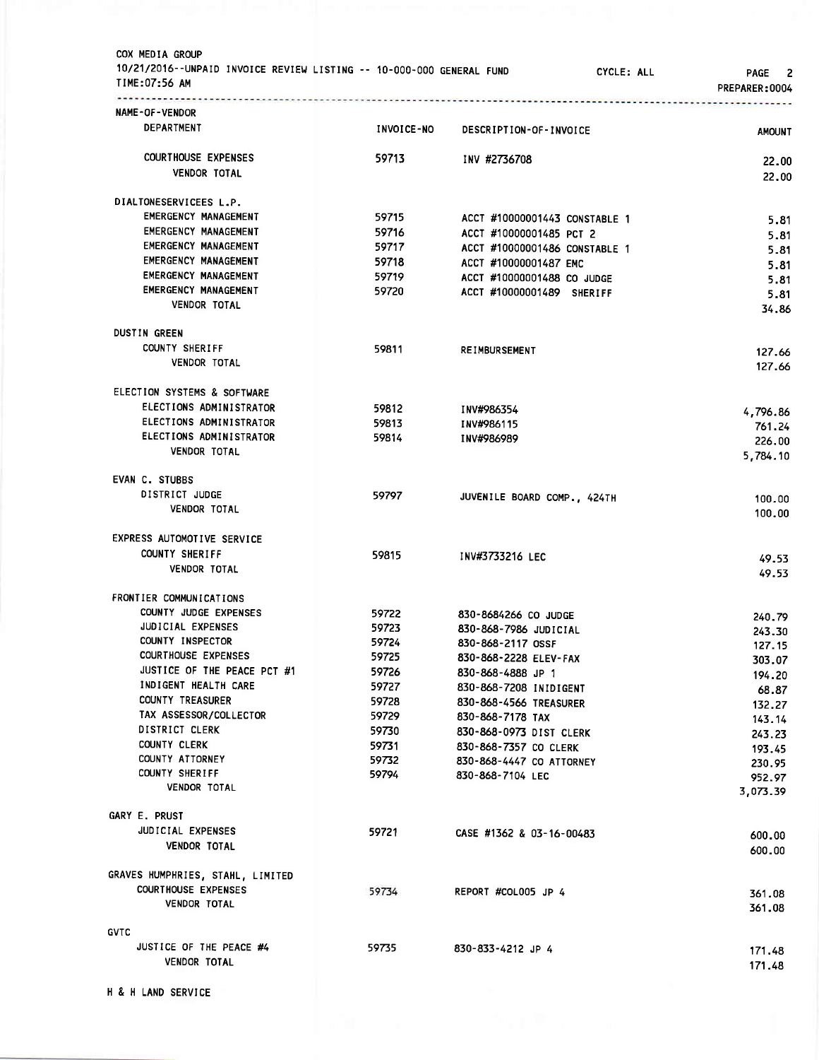COX MEDIA GROUP
10/21/2016--UNPAID INVOICE REVIEW LISTING -- 10-000-000 GENERAL FUND CYCLE: ALL
TIME:07:56 AM PREPARER:0004

| NAME-OF-VENDOR / DEPARTMENT | INVOICE-NO | DESCRIPTION-OF-INVOICE | AMOUNT |
|---|---|---|---|
| COURTHOUSE EXPENSES | 59713 | INV #2736708 | 22.00 |
| VENDOR TOTAL | | | 22.00 |
| **DIALTONESERVICEES L.P.** | | | |
| EMERGENCY MANAGEMENT | 59715 | ACCT #10000001443 CONSTABLE 1 | 5.81 |
| EMERGENCY MANAGEMENT | 59716 | ACCT #10000001485 PCT 2 | 5.81 |
| EMERGENCY MANAGEMENT | 59717 | ACCT #10000001486 CONSTABLE 1 | 5.81 |
| EMERGENCY MANAGEMENT | 59718 | ACCT #10000001487 EMC | 5.81 |
| EMERGENCY MANAGEMENT | 59719 | ACCT #10000001488 CO JUDGE | 5.81 |
| EMERGENCY MANAGEMENT | 59720 | ACCT #10000001489 SHERIFF | 5.81 |
| VENDOR TOTAL | | | 34.86 |
| **DUSTIN GREEN** | | | |
| COUNTY SHERIFF | 59811 | REIMBURSEMENT | 127.66 |
| VENDOR TOTAL | | | 127.66 |
| **ELECTION SYSTEMS & SOFTWARE** | | | |
| ELECTIONS ADMINISTRATOR | 59812 | INV#986354 | 4,796.86 |
| ELECTIONS ADMINISTRATOR | 59813 | INV#986115 | 761.24 |
| ELECTIONS ADMINISTRATOR | 59814 | INV#986989 | 226.00 |
| VENDOR TOTAL | | | 5,784.10 |
| **EVAN C. STUBBS** | | | |
| DISTRICT JUDGE | 59797 | JUVENILE BOARD COMP., 424TH | 100.00 |
| VENDOR TOTAL | | | 100.00 |
| **EXPRESS AUTOMOTIVE SERVICE** | | | |
| COUNTY SHERIFF | 59815 | INV#3733216 LEC | 49.53 |
| VENDOR TOTAL | | | 49.53 |
| **FRONTIER COMMUNICATIONS** | | | |
| COUNTY JUDGE EXPENSES | 59722 | 830-8684266 CO JUDGE | 240.79 |
| JUDICIAL EXPENSES | 59723 | 830-868-7986 JUDICIAL | 243.30 |
| COUNTY INSPECTOR | 59724 | 830-868-2117 OSSF | 127.15 |
| COURTHOUSE EXPENSES | 59725 | 830-868-2228 ELEV-FAX | 303.07 |
| JUSTICE OF THE PEACE PCT #1 | 59726 | 830-868-4888 JP 1 | 194.20 |
| INDIGENT HEALTH CARE | 59727 | 830-868-7208 INIDIGENT | 68.87 |
| COUNTY TREASURER | 59728 | 830-868-4566 TREASURER | 132.27 |
| TAX ASSESSOR/COLLECTOR | 59729 | 830-868-7178 TAX | 143.14 |
| DISTRICT CLERK | 59730 | 830-868-0973 DIST CLERK | 243.23 |
| COUNTY CLERK | 59731 | 830-868-7357 CO CLERK | 193.45 |
| COUNTY ATTORNEY | 59732 | 830-868-4447 CO ATTORNEY | 230.95 |
| COUNTY SHERIFF | 59794 | 830-868-7104 LEC | 952.97 |
| VENDOR TOTAL | | | 3,073.39 |
| **GARY E. PRUST** | | | |
| JUDICIAL EXPENSES | 59721 | CASE #1362 & 03-16-00483 | 600.00 |
| VENDOR TOTAL | | | 600.00 |
| **GRAVES HUMPHRIES, STAHL, LIMITED** | | | |
| COURTHOUSE EXPENSES | 59734 | REPORT #COL005 JP 4 | 361.08 |
| VENDOR TOTAL | | | 361.08 |
| **GVTC** | | | |
| JUSTICE OF THE PEACE #4 | 59735 | 830-833-4212 JP 4 | 171.48 |
| VENDOR TOTAL | | | 171.48 |
| **H & H LAND SERVICE** | | | |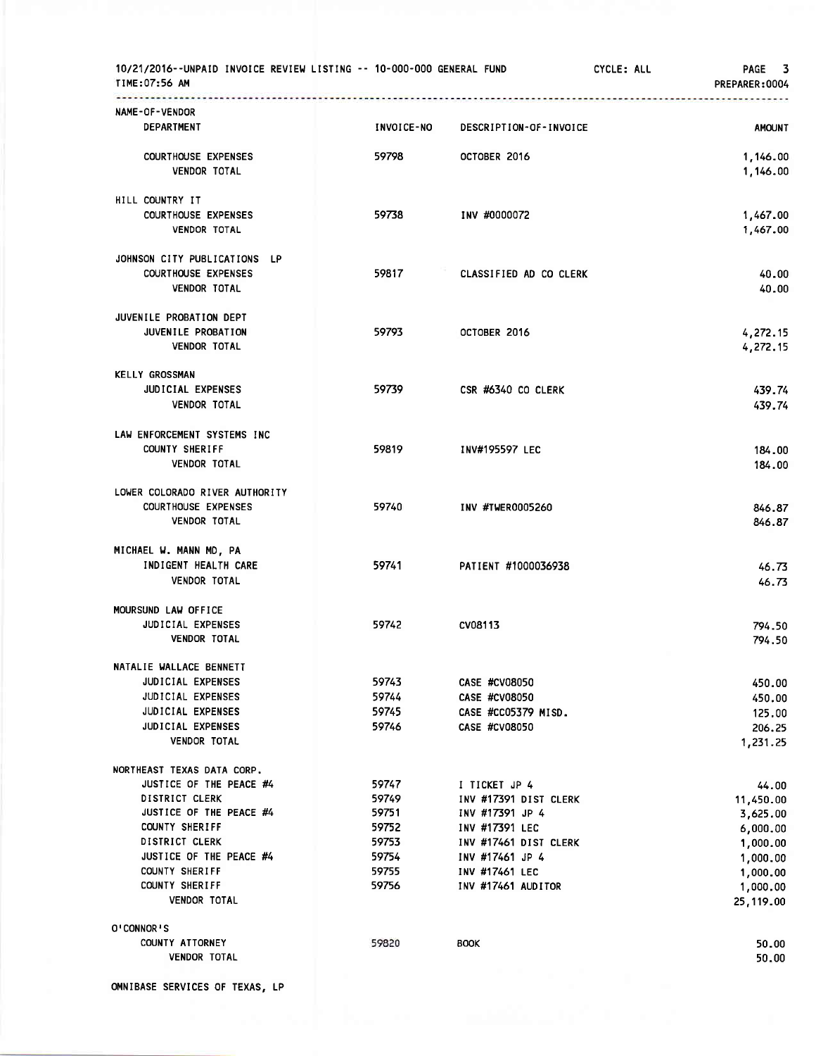10/21/2016--UNPAID INVOICE REVIEW LISTING -- 10-000-000 GENERAL FUND CYCLE: ALL PAGE 3
TIME:07:56 AM PREPARER:0004

| NAME-OF-VENDOR / DEPARTMENT | INVOICE-NO | DESCRIPTION-OF-INVOICE | AMOUNT |
|---|---|---|---|
| COURTHOUSE EXPENSES | 59798 | OCTOBER 2016 | 1,146.00 |
| VENDOR TOTAL | | | 1,146.00 |
| **HILL COUNTRY IT** | | | |
| COURTHOUSE EXPENSES | 59738 | INV #0000072 | 1,467.00 |
| VENDOR TOTAL | | | 1,467.00 |
| **JOHNSON CITY PUBLICATIONS LP** | | | |
| COURTHOUSE EXPENSES | 59817 | CLASSIFIED AD CO CLERK | 40.00 |
| VENDOR TOTAL | | | 40.00 |
| **JUVENILE PROBATION DEPT** | | | |
| JUVENILE PROBATION | 59793 | OCTOBER 2016 | 4,272.15 |
| VENDOR TOTAL | | | 4,272.15 |
| **KELLY GROSSMAN** | | | |
| JUDICIAL EXPENSES | 59739 | CSR #6340 CO CLERK | 439.74 |
| VENDOR TOTAL | | | 439.74 |
| **LAW ENFORCEMENT SYSTEMS INC** | | | |
| COUNTY SHERIFF | 59819 | INV#195597 LEC | 184.00 |
| VENDOR TOTAL | | | 184.00 |
| **LOWER COLORADO RIVER AUTHORITY** | | | |
| COURTHOUSE EXPENSES | 59740 | INV #TWER0005260 | 846.87 |
| VENDOR TOTAL | | | 846.87 |
| **MICHAEL W. MANN MD, PA** | | | |
| INDIGENT HEALTH CARE | 59741 | PATIENT #1000036938 | 46.73 |
| VENDOR TOTAL | | | 46.73 |
| **MOURSUND LAW OFFICE** | | | |
| JUDICIAL EXPENSES | 59742 | CV08113 | 794.50 |
| VENDOR TOTAL | | | 794.50 |
| **NATALIE WALLACE BENNETT** | | | |
| JUDICIAL EXPENSES | 59743 | CASE #CV08050 | 450.00 |
| JUDICIAL EXPENSES | 59744 | CASE #CV08050 | 450.00 |
| JUDICIAL EXPENSES | 59745 | CASE #CC05379 MISD. | 125.00 |
| JUDICIAL EXPENSES | 59746 | CASE #CV08050 | 206.25 |
| VENDOR TOTAL | | | 1,231.25 |
| **NORTHEAST TEXAS DATA CORP.** | | | |
| JUSTICE OF THE PEACE #4 | 59747 | I TICKET JP 4 | 44.00 |
| DISTRICT CLERK | 59749 | INV #17391 DIST CLERK | 11,450.00 |
| JUSTICE OF THE PEACE #4 | 59751 | INV #17391 JP 4 | 3,625.00 |
| COUNTY SHERIFF | 59752 | INV #17391 LEC | 6,000.00 |
| DISTRICT CLERK | 59753 | INV #17461 DIST CLERK | 1,000.00 |
| JUSTICE OF THE PEACE #4 | 59754 | INV #17461 JP 4 | 1,000.00 |
| COUNTY SHERIFF | 59755 | INV #17461 LEC | 1,000.00 |
| COUNTY SHERIFF | 59756 | INV #17461 AUDITOR | 1,000.00 |
| VENDOR TOTAL | | | 25,119.00 |
| **O'CONNOR'S** | | | |
| COUNTY ATTORNEY | 59820 | BOOK | 50.00 |
| VENDOR TOTAL | | | 50.00 |
| **OMNIBASE SERVICES OF TEXAS, LP** | | | |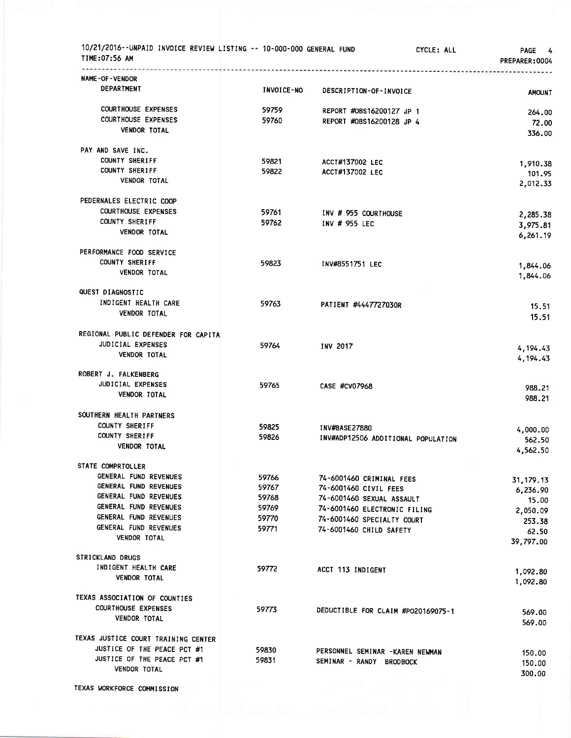10/21/2016--UNPAID INVOICE REVIEW LISTING -- 10-000-000 GENERAL FUND CYCLE: ALL
TIME:07:56 AM PREPARER:0004

| NAME-OF-VENDOR DEPARTMENT | INVOICE-NO | DESCRIPTION-OF-INVOICE | AMOUNT |
|---|---|---|---|
| COURTHOUSE EXPENSES | 59759 | REPORT #0BS16200127 JP 1 | 264.00 |
| COURTHOUSE EXPENSES | 59760 | REPORT #0BS16200128 JP 4 | 72.00 |
| VENDOR TOTAL | | | 336.00 |
| PAY AND SAVE INC. | | | |
| COUNTY SHERIFF | 59821 | ACCT#137002 LEC | 1,910.38 |
| COUNTY SHERIFF | 59822 | ACCT#137002 LEC | 101.95 |
| VENDOR TOTAL | | | 2,012.33 |
| PEDERNALES ELECTRIC COOP | | | |
| COURTHOUSE EXPENSES | 59761 | INV # 955 COURTHOUSE | 2,285.38 |
| COUNTY SHERIFF | 59762 | INV # 955 LEC | 3,975.81 |
| VENDOR TOTAL | | | 6,261.19 |
| PERFORMANCE FOOD SERVICE | | | |
| COUNTY SHERIFF | 59823 | INV#8551751 LEC | 1,844.06 |
| VENDOR TOTAL | | | 1,844.06 |
| QUEST DIAGNOSTIC | | | |
| INDIGENT HEALTH CARE | 59763 | PATIENT #4447727030R | 15.51 |
| VENDOR TOTAL | | | 15.51 |
| REGIONAL PUBLIC DEFENDER FOR CAPITA | | | |
| JUDICIAL EXPENSES | 59764 | INV 2017 | 4,194.43 |
| VENDOR TOTAL | | | 4,194.43 |
| ROBERT J. FALKENBERG | | | |
| JUDICIAL EXPENSES | 59765 | CASE #CV07968 | 988.21 |
| VENDOR TOTAL | | | 988.21 |
| SOUTHERN HEALTH PARTNERS | | | |
| COUNTY SHERIFF | 59825 | INV#BASE27880 | 4,000.00 |
| COUNTY SHERIFF | 59826 | INV#ADP12506 ADDITIONAL POPULATION | 562.50 |
| VENDOR TOTAL | | | 4,562.50 |
| STATE COMPRTOLLER | | | |
| GENERAL FUND REVENUES | 59766 | 74-6001460 CRIMINAL FEES | 31,179.13 |
| GENERAL FUND REVENUES | 59767 | 74-6001460 CIVIL FEES | 6,236.90 |
| GENERAL FUND REVENUES | 59768 | 74-6001460 SEXUAL ASSAULT | 15.00 |
| GENERAL FUND REVENUES | 59769 | 74-6001460 ELECTRONIC FILING | 2,050.09 |
| GENERAL FUND REVENUES | 59770 | 74-6001460 SPECIALTY COURT | 253.38 |
| GENERAL FUND REVENUES | 59771 | 74-6001460 CHILD SAFETY | 62.50 |
| VENDOR TOTAL | | | 39,797.00 |
| STRICKLAND DRUGS | | | |
| INDIGENT HEALTH CARE | 59772 | ACCT 113 INDIGENT | 1,092.80 |
| VENDOR TOTAL | | | 1,092.80 |
| TEXAS ASSOCIATION OF COUNTIES | | | |
| COURTHOUSE EXPENSES | 59773 | DEDUCTIBLE FOR CLAIM #PO20169075-1 | 569.00 |
| VENDOR TOTAL | | | 569.00 |
| TEXAS JUSTICE COURT TRAINING CENTER | | | |
| JUSTICE OF THE PEACE PCT #1 | 59830 | PERSONNEL SEMINAR -KAREN NEWMAN | 150.00 |
| JUSTICE OF THE PEACE PCT #1 | 59831 | SEMINAR - RANDY BRODBOCK | 150.00 |
| VENDOR TOTAL | | | 300.00 |
| TEXAS WORKFORCE COMMISSION | | | |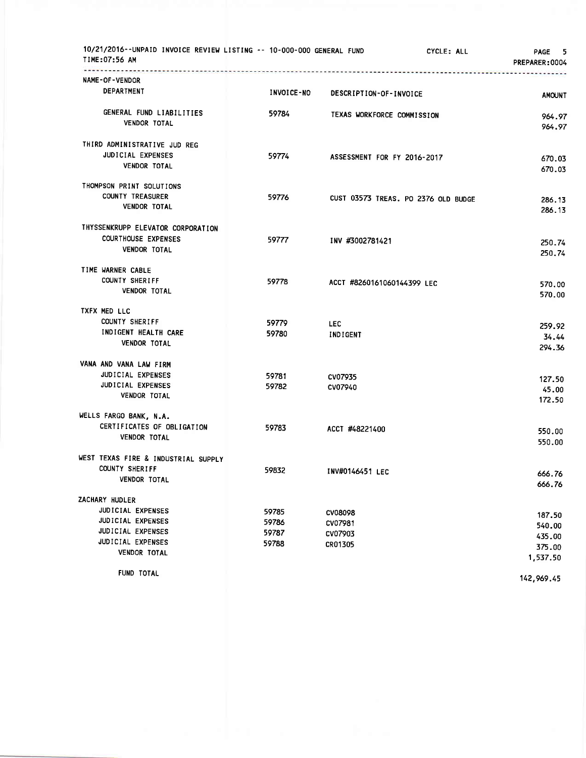10/21/2016--UNPAID INVOICE REVIEW LISTING -- 10-000-000 GENERAL FUND CYCLE: ALL

TIME:07:56 AM PREPARER:0004

| NAME-OF-VENDOR / DEPARTMENT | INVOICE-NO | DESCRIPTION-OF-INVOICE | AMOUNT |
|---|---|---|---|
| GENERAL FUND LIABILITIES | 59784 | TEXAS WORKFORCE COMMISSION | 964.97 |
| VENDOR TOTAL | | | 964.97 |
| THIRD ADMINISTRATIVE JUD REG | | | |
| JUDICIAL EXPENSES | 59774 | ASSESSMENT FOR FY 2016-2017 | 670.03 |
| VENDOR TOTAL | | | 670.03 |
| THOMPSON PRINT SOLUTIONS | | | |
| COUNTY TREASURER | 59776 | CUST 03573 TREAS. PO 2376 OLD BUDGE | 286.13 |
| VENDOR TOTAL | | | 286.13 |
| THYSSENKRUPP ELEVATOR CORPORATION | | | |
| COURTHOUSE EXPENSES | 59777 | INV #3002781421 | 250.74 |
| VENDOR TOTAL | | | 250.74 |
| TIME WARNER CABLE | | | |
| COUNTY SHERIFF | 59778 | ACCT #8260161060144399 LEC | 570.00 |
| VENDOR TOTAL | | | 570.00 |
| TXFX MED LLC | | | |
| COUNTY SHERIFF | 59779 | LEC | 259.92 |
| INDIGENT HEALTH CARE | 59780 | INDIGENT | 34.44 |
| VENDOR TOTAL | | | 294.36 |
| VANA AND VANA LAW FIRM | | | |
| JUDICIAL EXPENSES | 59781 | CV07935 | 127.50 |
| JUDICIAL EXPENSES | 59782 | CV07940 | 45.00 |
| VENDOR TOTAL | | | 172.50 |
| WELLS FARGO BANK, N.A. | | | |
| CERTIFICATES OF OBLIGATION | 59783 | ACCT #48221400 | 550.00 |
| VENDOR TOTAL | | | 550.00 |
| WEST TEXAS FIRE & INDUSTRIAL SUPPLY | | | |
| COUNTY SHERIFF | 59832 | INV#0146451 LEC | 666.76 |
| VENDOR TOTAL | | | 666.76 |
| ZACHARY HUDLER | | | |
| JUDICIAL EXPENSES | 59785 | CV08098 | 187.50 |
| JUDICIAL EXPENSES | 59786 | CV07981 | 540.00 |
| JUDICIAL EXPENSES | 59787 | CV07903 | 435.00 |
| JUDICIAL EXPENSES | 59788 | CR01305 | 375.00 |
| VENDOR TOTAL | | | 1,537.50 |
| FUND TOTAL | | | 142,969.45 |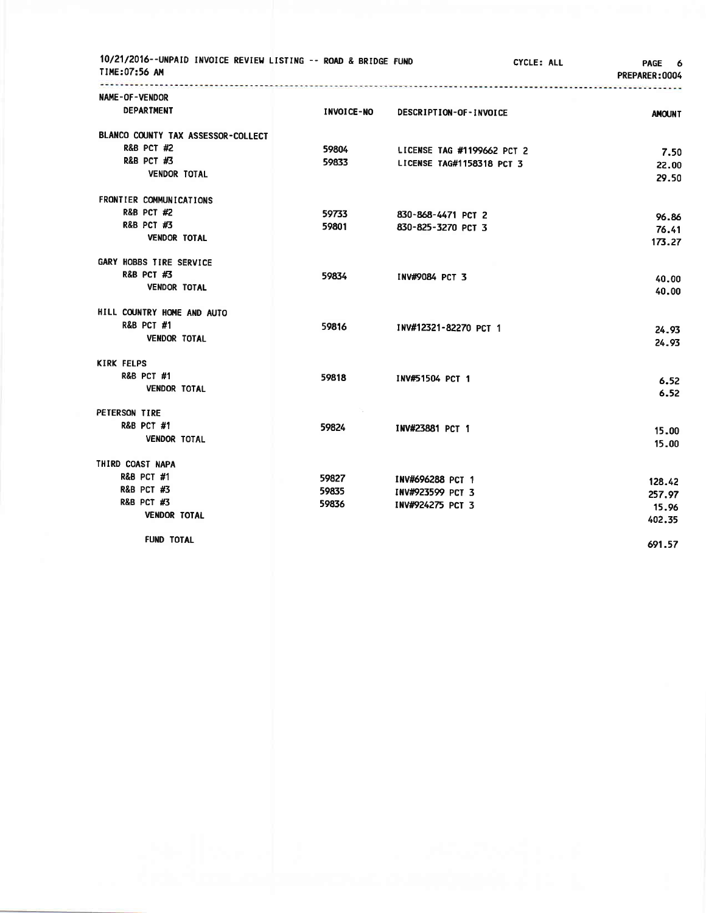10/21/2016--UNPAID INVOICE REVIEW LISTING -- ROAD & BRIDGE FUND CYCLE: ALL PAGE 6
TIME:07:56 AM PREPARER:0004

| NAME-OF-VENDOR / DEPARTMENT | INVOICE-NO | DESCRIPTION-OF-INVOICE | AMOUNT |
|---|---|---|---|
| BLANCO COUNTY TAX ASSESSOR-COLLECT | | | |
| R&B PCT #2 | 59804 | LICENSE TAG #1199662 PCT 2 | 7.50 |
| R&B PCT #3 | 59833 | LICENSE TAG#1158318 PCT 3 | 22.00 |
| VENDOR TOTAL | | | 29.50 |
| FRONTIER COMMUNICATIONS | | | |
| R&B PCT #2 | 59733 | 830-868-4471 PCT 2 | 96.86 |
| R&B PCT #3 | 59801 | 830-825-3270 PCT 3 | 76.41 |
| VENDOR TOTAL | | | 173.27 |
| GARY HOBBS TIRE SERVICE | | | |
| R&B PCT #3 | 59834 | INV#9084 PCT 3 | 40.00 |
| VENDOR TOTAL | | | 40.00 |
| HILL COUNTRY HOME AND AUTO | | | |
| R&B PCT #1 | 59816 | INV#12321-82270 PCT 1 | 24.93 |
| VENDOR TOTAL | | | 24.93 |
| KIRK FELPS | | | |
| R&B PCT #1 | 59818 | INV#51504 PCT 1 | 6.52 |
| VENDOR TOTAL | | | 6.52 |
| PETERSON TIRE | | | |
| R&B PCT #1 | 59824 | INV#23881 PCT 1 | 15.00 |
| VENDOR TOTAL | | | 15.00 |
| THIRD COAST NAPA | | | |
| R&B PCT #1 | 59827 | INV#696288 PCT 1 | 128.42 |
| R&B PCT #3 | 59835 | INV#923599 PCT 3 | 257.97 |
| R&B PCT #3 | 59836 | INV#924275 PCT 3 | 15.96 |
| VENDOR TOTAL | | | 402.35 |
| FUND TOTAL | | | 691.57 |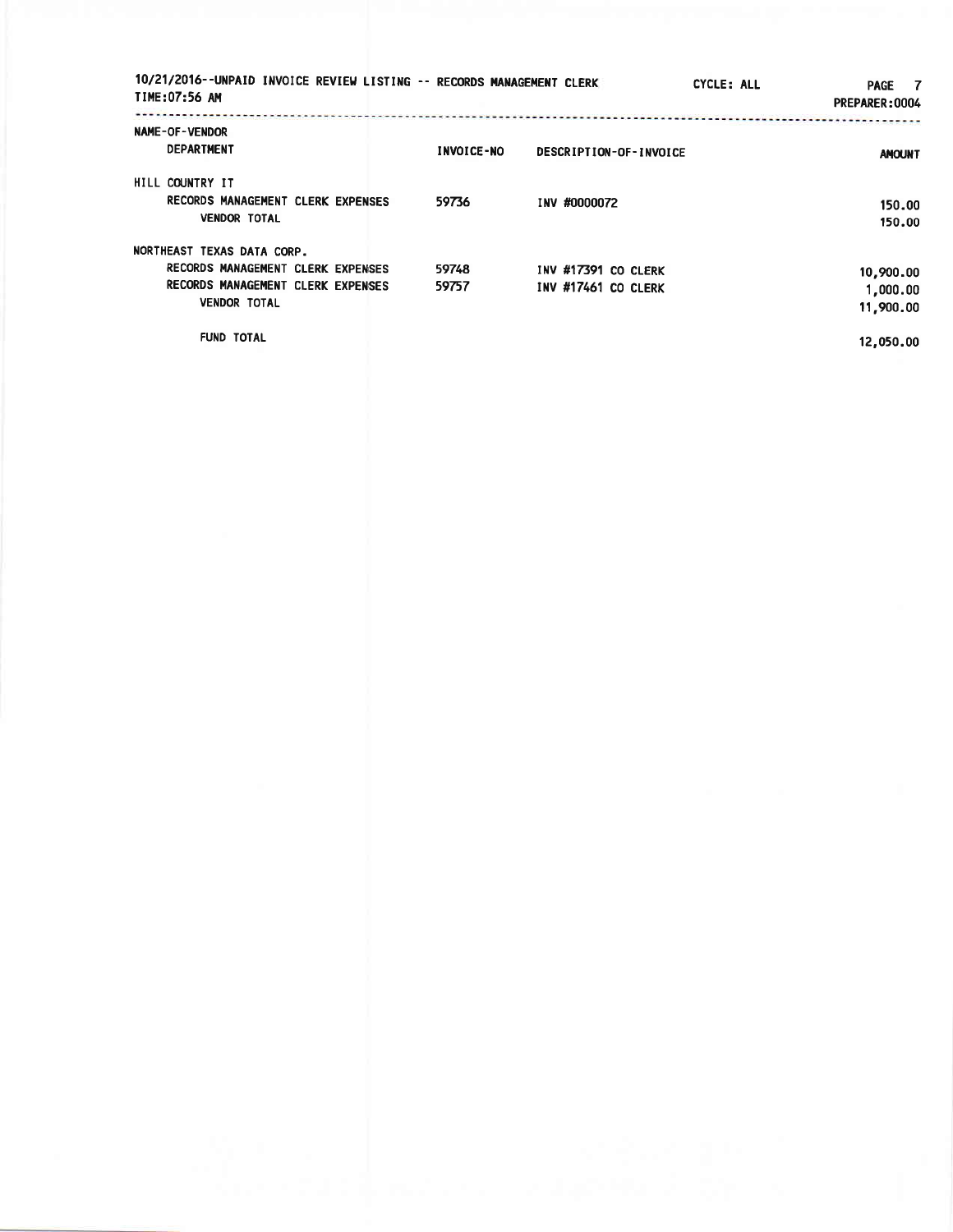10/21/2016--UNPAID INVOICE REVIEW LISTING -- RECORDS MANAGEMENT CLERK CYCLE: ALL
TIME:07:56 AM PREPARER:0004

| NAME-OF-VENDOR / DEPARTMENT | INVOICE-NO | DESCRIPTION-OF-INVOICE | AMOUNT |
|---|---|---|---|
| HILL COUNTRY IT | | | |
| RECORDS MANAGEMENT CLERK EXPENSES | 59736 | INV #0000072 | 150.00 |
| VENDOR TOTAL | | | 150.00 |
| NORTHEAST TEXAS DATA CORP. | | | |
| RECORDS MANAGEMENT CLERK EXPENSES | 59748 | INV #17391 CO CLERK | 10,900.00 |
| RECORDS MANAGEMENT CLERK EXPENSES | 59757 | INV #17461 CO CLERK | 1,000.00 |
| VENDOR TOTAL | | | 11,900.00 |
| FUND TOTAL | | | 12,050.00 |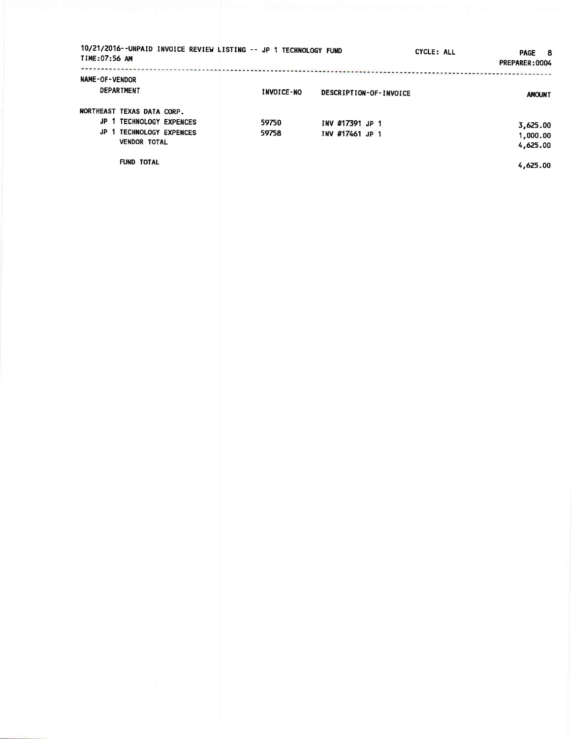10/21/2016--UNPAID INVOICE REVIEW LISTING -- JP 1 TECHNOLOGY FUND

TIME:07:56 AM

CYCLE: ALL

PREPARER:0004

| NAME-OF-VENDOR / DEPARTMENT | INVOICE-NO | DESCRIPTION-OF-INVOICE | AMOUNT |
|---|---|---|---|
| NORTHEAST TEXAS DATA CORP. | | | |
| JP 1 TECHNOLOGY EXPENCES | 59750 | INV #17391 JP 1 | 3,625.00 |
| JP 1 TECHNOLOGY EXPENCES | 59758 | INV #17461 JP 1 | 1,000.00 |
| VENDOR TOTAL | | | 4,625.00 |
| FUND TOTAL | | | 4,625.00 |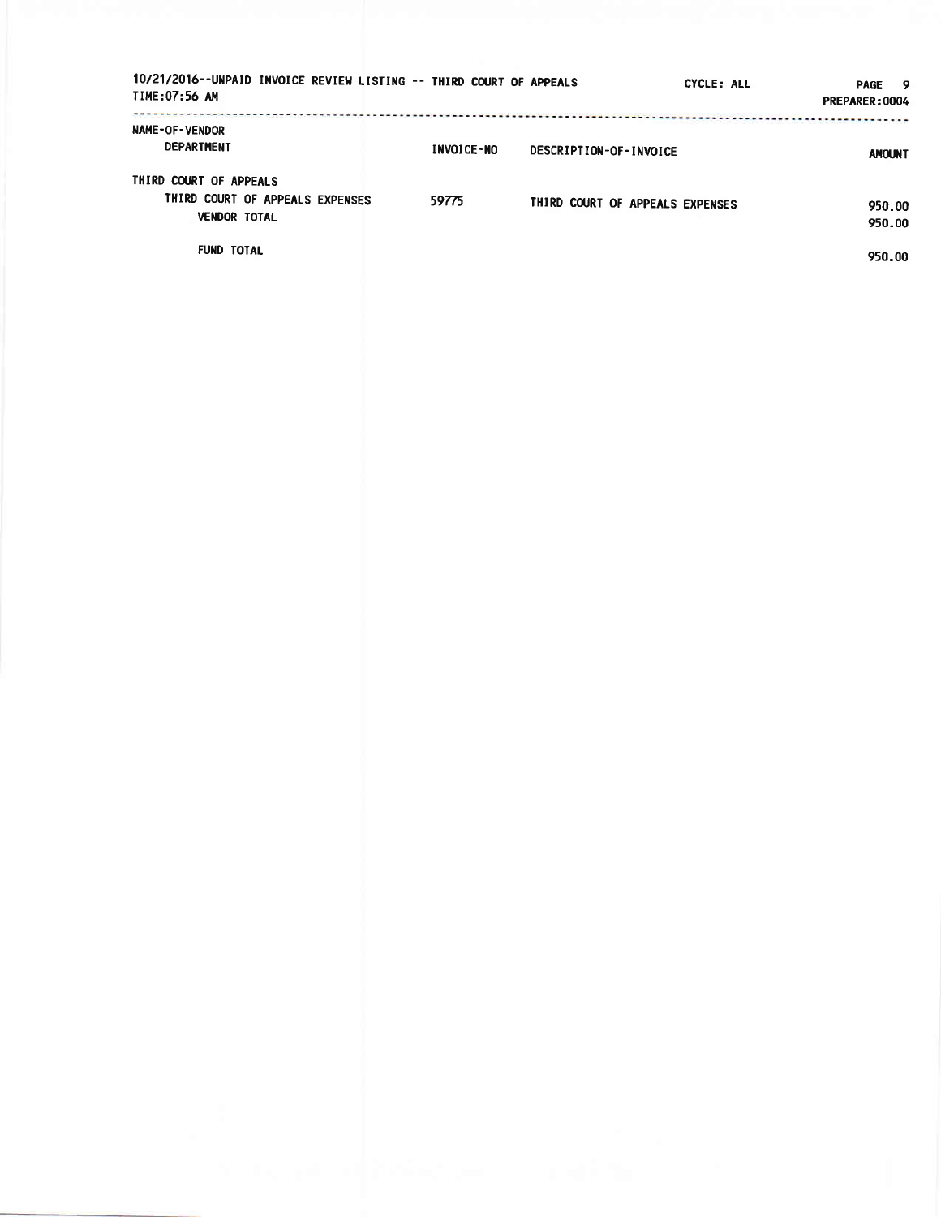10/21/2016--UNPAID INVOICE REVIEW LISTING -- THIRD COURT OF APPEALS CYCLE: ALL

TIME:07:56 AM PREPARER:0004

| NAME-OF-VENDOR<br>DEPARTMENT | INVOICE-NO | DESCRIPTION-OF-INVOICE | AMOUNT |
|---|---|---|---|
| THIRD COURT OF APPEALS | | | |
| THIRD COURT OF APPEALS EXPENSES | 59775 | THIRD COURT OF APPEALS EXPENSES | 950.00 |
| VENDOR TOTAL | | | 950.00 |
| FUND TOTAL | | | 950.00 |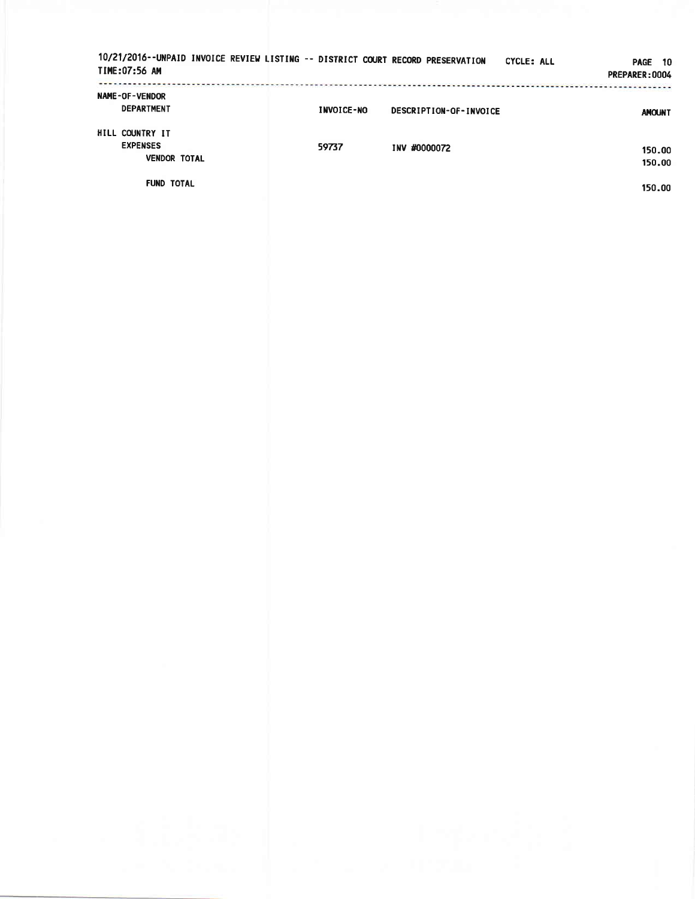10/21/2016--UNPAID INVOICE REVIEW LISTING -- DISTRICT COURT RECORD PRESERVATION CYCLE: ALL

TIME:07:56 AM

PREPARER:0004

| NAME-OF-VENDOR DEPARTMENT | INVOICE-NO | DESCRIPTION-OF-INVOICE | AMOUNT |
|---|---|---|---|
| HILL COUNTRY IT | | | |
| EXPENSES | 59737 | INV #0000072 | 150.00 |
| VENDOR TOTAL | | | 150.00 |
| FUND TOTAL | | | 150.00 |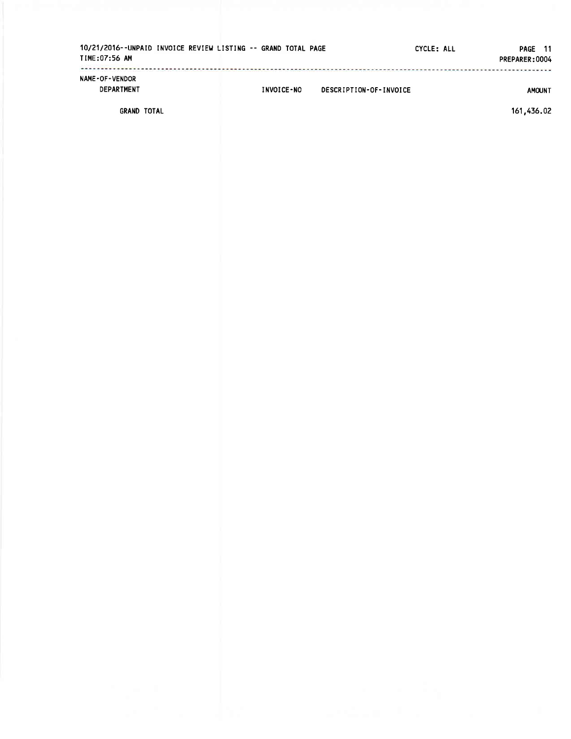10/21/2016--UNPAID INVOICE REVIEW LISTING -- GRAND TOTAL PAGE    CYCLE: ALL    PREPARER:0004
TIME:07:56 AM

| NAME-OF-VENDOR DEPARTMENT | INVOICE-NO | DESCRIPTION-OF-INVOICE | AMOUNT |
|---|---|---|---|
| GRAND TOTAL | | | 161,436.02 |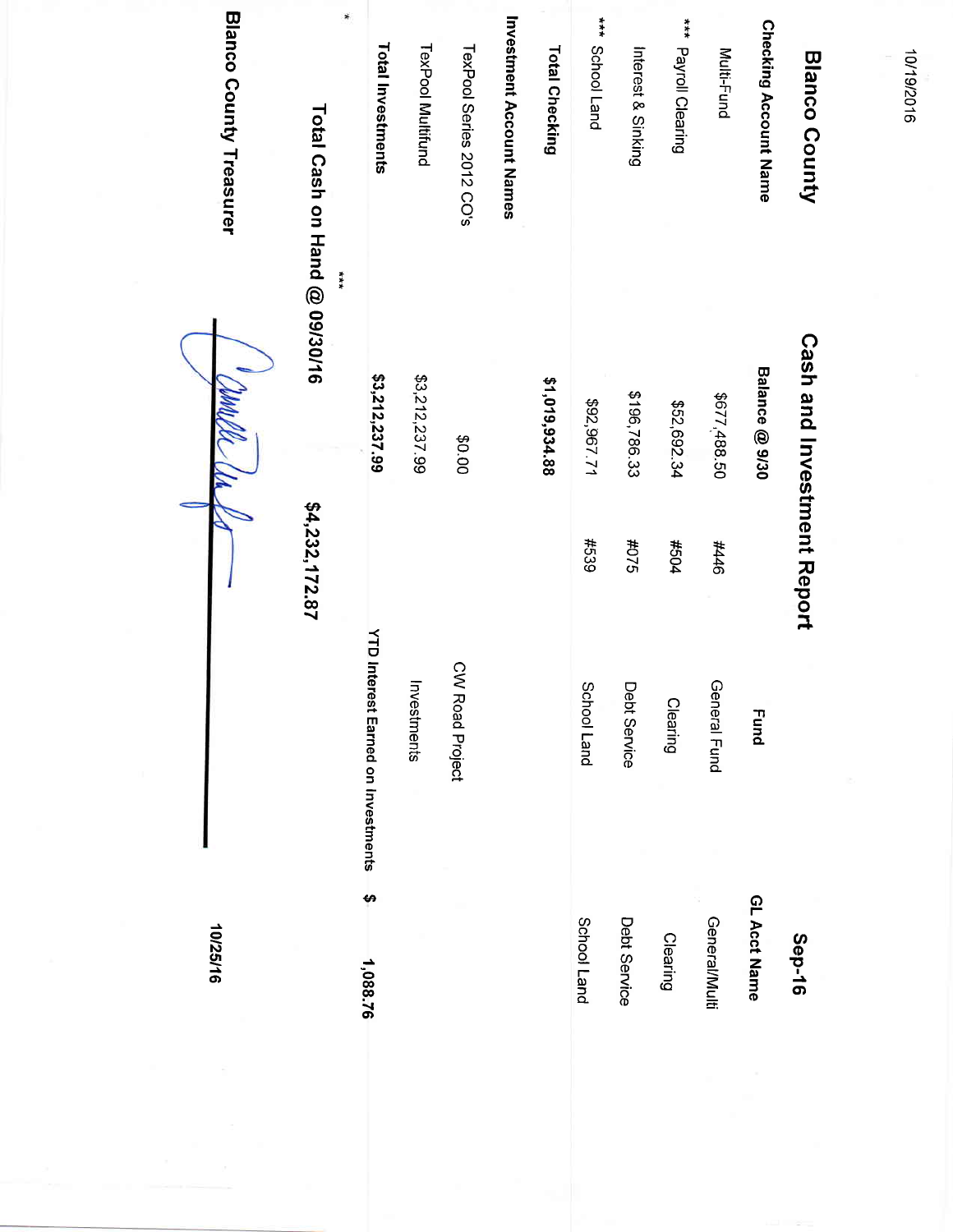10/19/2016

# Blanco County

## Cash and Investment Report

**Sep-16**

| Checking Account Name | Balance @ 9/30 | | Fund | GL Acct Name |
|---|---|---|---|---|
| Multi-Fund | $677,488.50 | #446 | General Fund | General/Multi |
| *** Payroll Clearing | $52,692.34 | #504 | Clearing | Clearing |
| Interest & Sinking | $196,786.33 | #075 | Debt Service | Debt Service |
| *** School Land | $92,967.71 | #539 | School Land | School Land |
| **Total Checking** | **$1,019,934.88** | | | |
| **Investment Account Names** | | | | |
| TexPool Series 2012 CO's | $0.00 | | CW Road Project | |
| TexPool Multifund | $3,212,237.99 | | Investments | |
| **Total Investments** | **$3,212,237.99** | | **YTD Interest Earned on Investments** | **$ 1,088.76** |

*

**Total Cash on Hand @ 09/30/16** **$4,232,172.87**

***

**Blanco County Treasurer**

**10/25/16**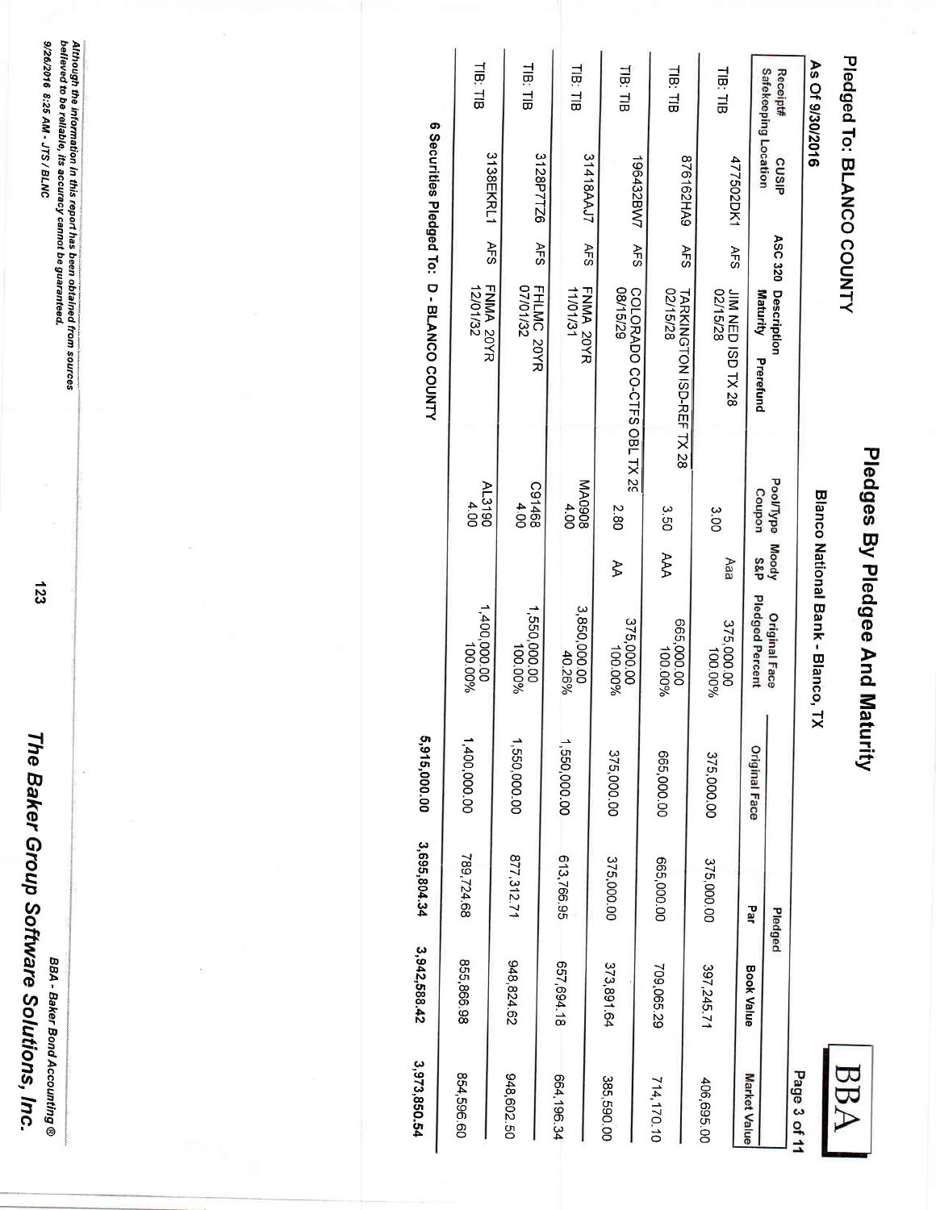# Pledges By Pledgee And Maturity

## Blanco National Bank - Blanco, TX

**Pledged To: BLANCO COUNTY**

As Of 9/30/2016

| Receipt# Safekeeping Location | CUSIP | ASC 320 | Description Maturity Prerefund | Pool/Type Coupon | Moody S&P | Original Face Pledged Percent | Original Face | Pledged Par | Book Value | Market Value |
|---|---|---|---|---|---|---|---|---|---|---|
| TIB: TIB | 477502DK1 | AFS | JIM NED ISD TX 28 02/15/28 | 3.00 | Aaa | 375,000.00 100.00% | 375,000.00 | 375,000.00 | 397,245.71 | 406,695.00 |
| TIB: TIB | 876162HA9 | AFS | TARKINGTON ISD-REF TX 28 02/15/28 | 3.50 | AAA | 665,000.00 100.00% | 665,000.00 | 665,000.00 | 709,065.29 | 714,170.10 |
| TIB: TIB | 196432BW7 | AFS | COLORADO CO-CTFS OBL TX 29 08/15/29 | 2.80 | AA | 375,000.00 100.00% | 375,000.00 | 375,000.00 | 373,891.64 | 385,590.00 |
| TIB: TIB | 31418AAJ7 | AFS | FNMA 20YR 11/01/31 | MA0908 4.00 | | 3,850,000.00 40.26% | 1,550,000.00 | 613,766.95 | 657,694.18 | 664,196.34 |
| TIB: TIB | 3128P7TZ6 | AFS | FHLMC 20YR 07/01/32 | C91468 4.00 | | 1,550,000.00 100.00% | 1,550,000.00 | 877,312.71 | 948,824.62 | 948,602.50 |
| TIB: TIB | 3138EKRL1 | AFS | FNMA 20YR 12/01/32 | AL3190 4.00 | | 1,400,000.00 100.00% | 1,400,000.00 | 789,724.68 | 855,866.98 | 854,596.60 |
| **6 Securities Pledged To: D - BLANCO COUNTY** | | | | | | | **5,915,000.00** | **3,695,804.34** | **3,942,588.42** | **3,973,850.54** |

*Although the information in this report has been obtained from sources believed to be reliable, its accuracy cannot be guaranteed.*
*9/26/2016 8:25 AM - JTS / BLNC*

*BBA - Baker Bond Accounting ®*
*The Baker Group Software Solutions, Inc.*